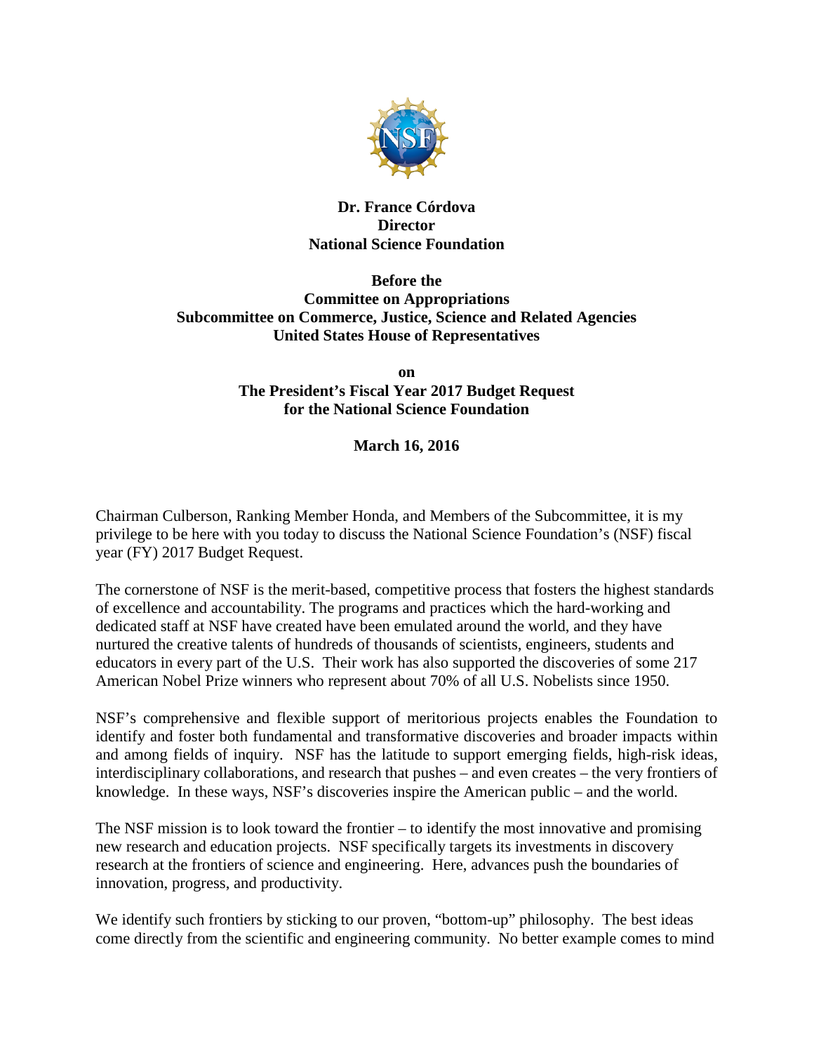**Dr. France Córdova**
**Director**
**National Science Foundation**

**Before the**
**Committee on Appropriations**
**Subcommittee on Commerce, Justice, Science and Related Agencies**
**United States House of Representatives**

**on**
**The President's Fiscal Year 2017 Budget Request**
**for the National Science Foundation**

**March 16, 2016**

Chairman Culberson, Ranking Member Honda, and Members of the Subcommittee, it is my privilege to be here with you today to discuss the National Science Foundation's (NSF) fiscal year (FY) 2017 Budget Request.

The cornerstone of NSF is the merit-based, competitive process that fosters the highest standards of excellence and accountability. The programs and practices which the hard-working and dedicated staff at NSF have created have been emulated around the world, and they have nurtured the creative talents of hundreds of thousands of scientists, engineers, students and educators in every part of the U.S. Their work has also supported the discoveries of some 217 American Nobel Prize winners who represent about 70% of all U.S. Nobelists since 1950.

NSF's comprehensive and flexible support of meritorious projects enables the Foundation to identify and foster both fundamental and transformative discoveries and broader impacts within and among fields of inquiry. NSF has the latitude to support emerging fields, high-risk ideas, interdisciplinary collaborations, and research that pushes – and even creates – the very frontiers of knowledge. In these ways, NSF's discoveries inspire the American public – and the world.

The NSF mission is to look toward the frontier – to identify the most innovative and promising new research and education projects. NSF specifically targets its investments in discovery research at the frontiers of science and engineering. Here, advances push the boundaries of innovation, progress, and productivity.

We identify such frontiers by sticking to our proven, "bottom-up" philosophy. The best ideas come directly from the scientific and engineering community. No better example comes to mind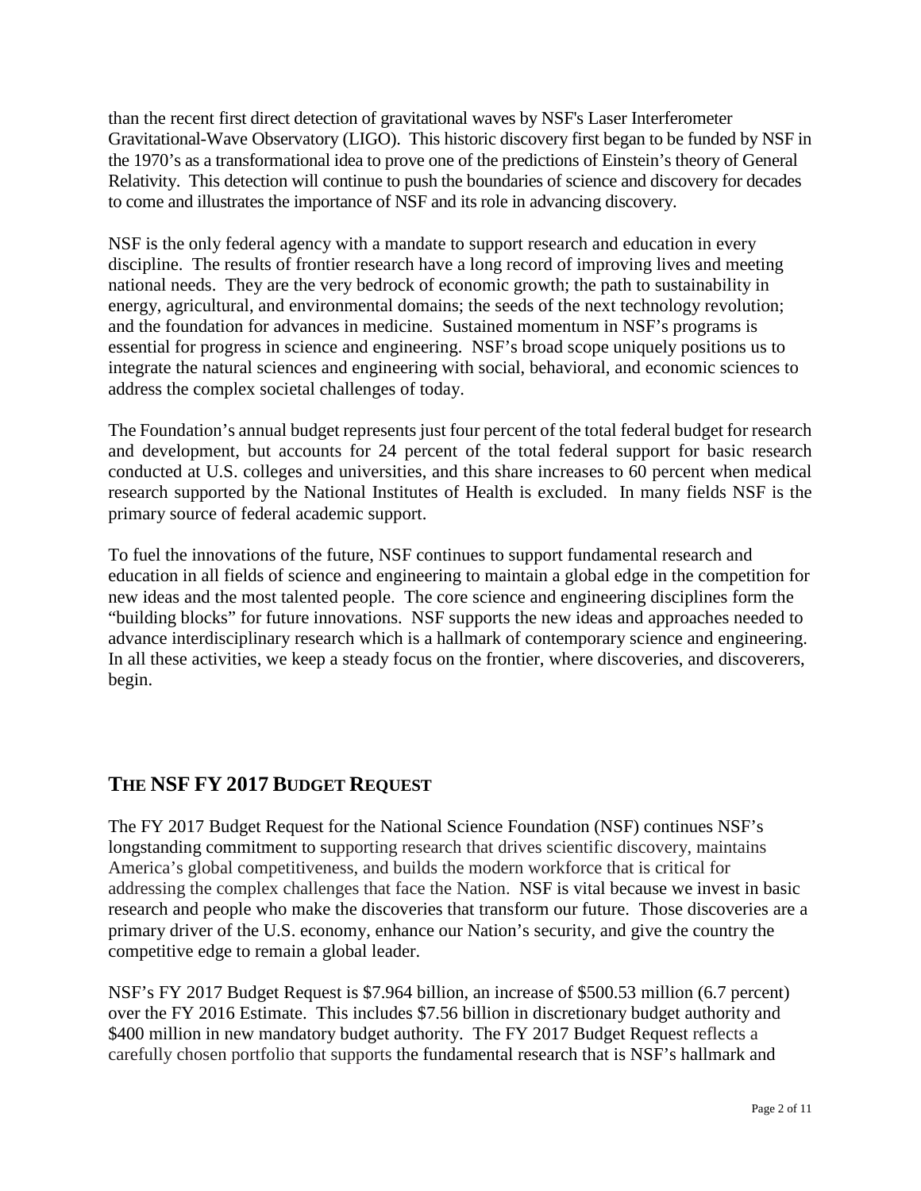than the recent first direct detection of gravitational waves by NSF's Laser Interferometer Gravitational-Wave Observatory (LIGO). This historic discovery first began to be funded by NSF in the 1970's as a transformational idea to prove one of the predictions of Einstein's theory of General Relativity. This detection will continue to push the boundaries of science and discovery for decades to come and illustrates the importance of NSF and its role in advancing discovery.

NSF is the only federal agency with a mandate to support research and education in every discipline. The results of frontier research have a long record of improving lives and meeting national needs. They are the very bedrock of economic growth; the path to sustainability in energy, agricultural, and environmental domains; the seeds of the next technology revolution; and the foundation for advances in medicine. Sustained momentum in NSF's programs is essential for progress in science and engineering. NSF's broad scope uniquely positions us to integrate the natural sciences and engineering with social, behavioral, and economic sciences to address the complex societal challenges of today.

The Foundation's annual budget represents just four percent of the total federal budget for research and development, but accounts for 24 percent of the total federal support for basic research conducted at U.S. colleges and universities, and this share increases to 60 percent when medical research supported by the National Institutes of Health is excluded. In many fields NSF is the primary source of federal academic support.

To fuel the innovations of the future, NSF continues to support fundamental research and education in all fields of science and engineering to maintain a global edge in the competition for new ideas and the most talented people. The core science and engineering disciplines form the "building blocks" for future innovations. NSF supports the new ideas and approaches needed to advance interdisciplinary research which is a hallmark of contemporary science and engineering. In all these activities, we keep a steady focus on the frontier, where discoveries, and discoverers, begin.

## THE NSF FY 2017 BUDGET REQUEST

The FY 2017 Budget Request for the National Science Foundation (NSF) continues NSF's longstanding commitment to supporting research that drives scientific discovery, maintains America's global competitiveness, and builds the modern workforce that is critical for addressing the complex challenges that face the Nation. NSF is vital because we invest in basic research and people who make the discoveries that transform our future. Those discoveries are a primary driver of the U.S. economy, enhance our Nation's security, and give the country the competitive edge to remain a global leader.

NSF's FY 2017 Budget Request is $7.964 billion, an increase of $500.53 million (6.7 percent) over the FY 2016 Estimate. This includes $7.56 billion in discretionary budget authority and $400 million in new mandatory budget authority. The FY 2017 Budget Request reflects a carefully chosen portfolio that supports the fundamental research that is NSF's hallmark and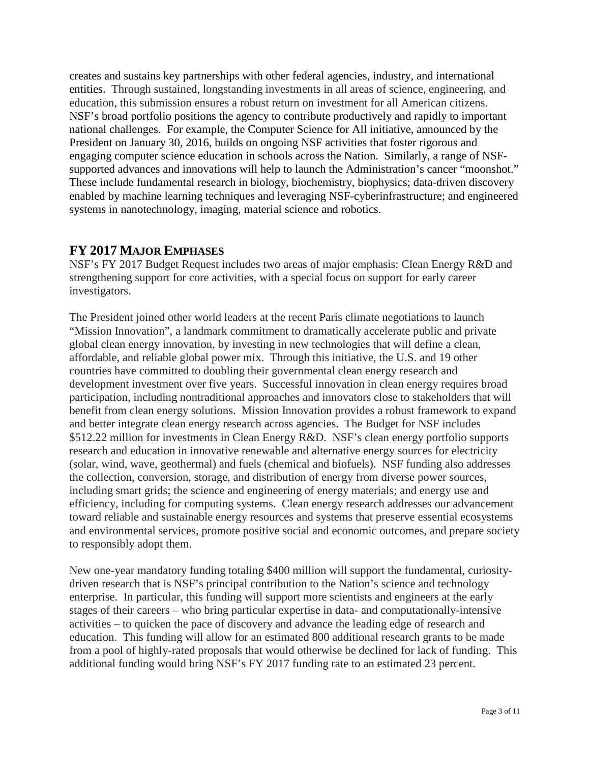creates and sustains key partnerships with other federal agencies, industry, and international entities. Through sustained, longstanding investments in all areas of science, engineering, and education, this submission ensures a robust return on investment for all American citizens. NSF's broad portfolio positions the agency to contribute productively and rapidly to important national challenges. For example, the Computer Science for All initiative, announced by the President on January 30, 2016, builds on ongoing NSF activities that foster rigorous and engaging computer science education in schools across the Nation. Similarly, a range of NSF-supported advances and innovations will help to launch the Administration's cancer "moonshot." These include fundamental research in biology, biochemistry, biophysics; data-driven discovery enabled by machine learning techniques and leveraging NSF-cyberinfrastructure; and engineered systems in nanotechnology, imaging, material science and robotics.

## FY 2017 MAJOR EMPHASES

NSF's FY 2017 Budget Request includes two areas of major emphasis: Clean Energy R&D and strengthening support for core activities, with a special focus on support for early career investigators.

The President joined other world leaders at the recent Paris climate negotiations to launch "Mission Innovation", a landmark commitment to dramatically accelerate public and private global clean energy innovation, by investing in new technologies that will define a clean, affordable, and reliable global power mix. Through this initiative, the U.S. and 19 other countries have committed to doubling their governmental clean energy research and development investment over five years. Successful innovation in clean energy requires broad participation, including nontraditional approaches and innovators close to stakeholders that will benefit from clean energy solutions. Mission Innovation provides a robust framework to expand and better integrate clean energy research across agencies. The Budget for NSF includes $512.22 million for investments in Clean Energy R&D. NSF's clean energy portfolio supports research and education in innovative renewable and alternative energy sources for electricity (solar, wind, wave, geothermal) and fuels (chemical and biofuels). NSF funding also addresses the collection, conversion, storage, and distribution of energy from diverse power sources, including smart grids; the science and engineering of energy materials; and energy use and efficiency, including for computing systems. Clean energy research addresses our advancement toward reliable and sustainable energy resources and systems that preserve essential ecosystems and environmental services, promote positive social and economic outcomes, and prepare society to responsibly adopt them.

New one-year mandatory funding totaling $400 million will support the fundamental, curiosity-driven research that is NSF's principal contribution to the Nation's science and technology enterprise. In particular, this funding will support more scientists and engineers at the early stages of their careers – who bring particular expertise in data- and computationally-intensive activities – to quicken the pace of discovery and advance the leading edge of research and education. This funding will allow for an estimated 800 additional research grants to be made from a pool of highly-rated proposals that would otherwise be declined for lack of funding. This additional funding would bring NSF's FY 2017 funding rate to an estimated 23 percent.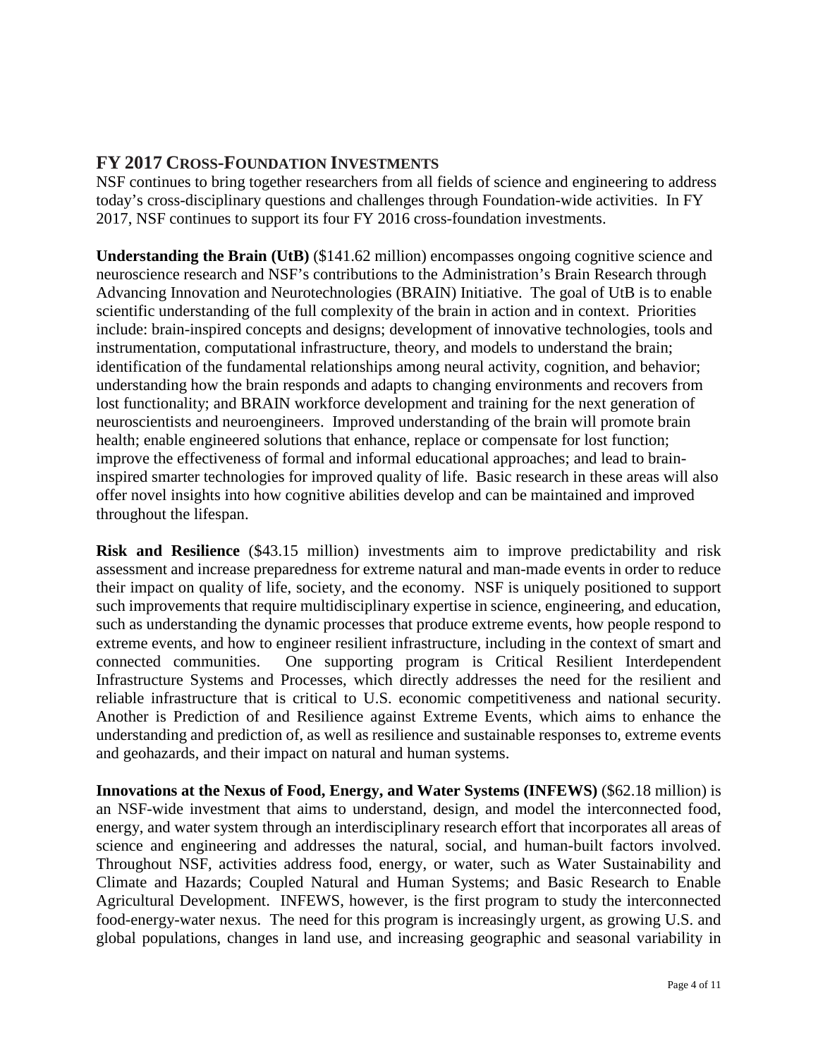## FY 2017 Cross-Foundation Investments

NSF continues to bring together researchers from all fields of science and engineering to address today's cross-disciplinary questions and challenges through Foundation-wide activities. In FY 2017, NSF continues to support its four FY 2016 cross-foundation investments.

**Understanding the Brain (UtB)** ($141.62 million) encompasses ongoing cognitive science and neuroscience research and NSF's contributions to the Administration's Brain Research through Advancing Innovation and Neurotechnologies (BRAIN) Initiative. The goal of UtB is to enable scientific understanding of the full complexity of the brain in action and in context. Priorities include: brain-inspired concepts and designs; development of innovative technologies, tools and instrumentation, computational infrastructure, theory, and models to understand the brain; identification of the fundamental relationships among neural activity, cognition, and behavior; understanding how the brain responds and adapts to changing environments and recovers from lost functionality; and BRAIN workforce development and training for the next generation of neuroscientists and neuroengineers. Improved understanding of the brain will promote brain health; enable engineered solutions that enhance, replace or compensate for lost function; improve the effectiveness of formal and informal educational approaches; and lead to brain-inspired smarter technologies for improved quality of life. Basic research in these areas will also offer novel insights into how cognitive abilities develop and can be maintained and improved throughout the lifespan.

**Risk and Resilience** ($43.15 million) investments aim to improve predictability and risk assessment and increase preparedness for extreme natural and man-made events in order to reduce their impact on quality of life, society, and the economy. NSF is uniquely positioned to support such improvements that require multidisciplinary expertise in science, engineering, and education, such as understanding the dynamic processes that produce extreme events, how people respond to extreme events, and how to engineer resilient infrastructure, including in the context of smart and connected communities. One supporting program is Critical Resilient Interdependent Infrastructure Systems and Processes, which directly addresses the need for the resilient and reliable infrastructure that is critical to U.S. economic competitiveness and national security. Another is Prediction of and Resilience against Extreme Events, which aims to enhance the understanding and prediction of, as well as resilience and sustainable responses to, extreme events and geohazards, and their impact on natural and human systems.

**Innovations at the Nexus of Food, Energy, and Water Systems (INFEWS)** ($62.18 million) is an NSF-wide investment that aims to understand, design, and model the interconnected food, energy, and water system through an interdisciplinary research effort that incorporates all areas of science and engineering and addresses the natural, social, and human-built factors involved. Throughout NSF, activities address food, energy, or water, such as Water Sustainability and Climate and Hazards; Coupled Natural and Human Systems; and Basic Research to Enable Agricultural Development. INFEWS, however, is the first program to study the interconnected food-energy-water nexus. The need for this program is increasingly urgent, as growing U.S. and global populations, changes in land use, and increasing geographic and seasonal variability in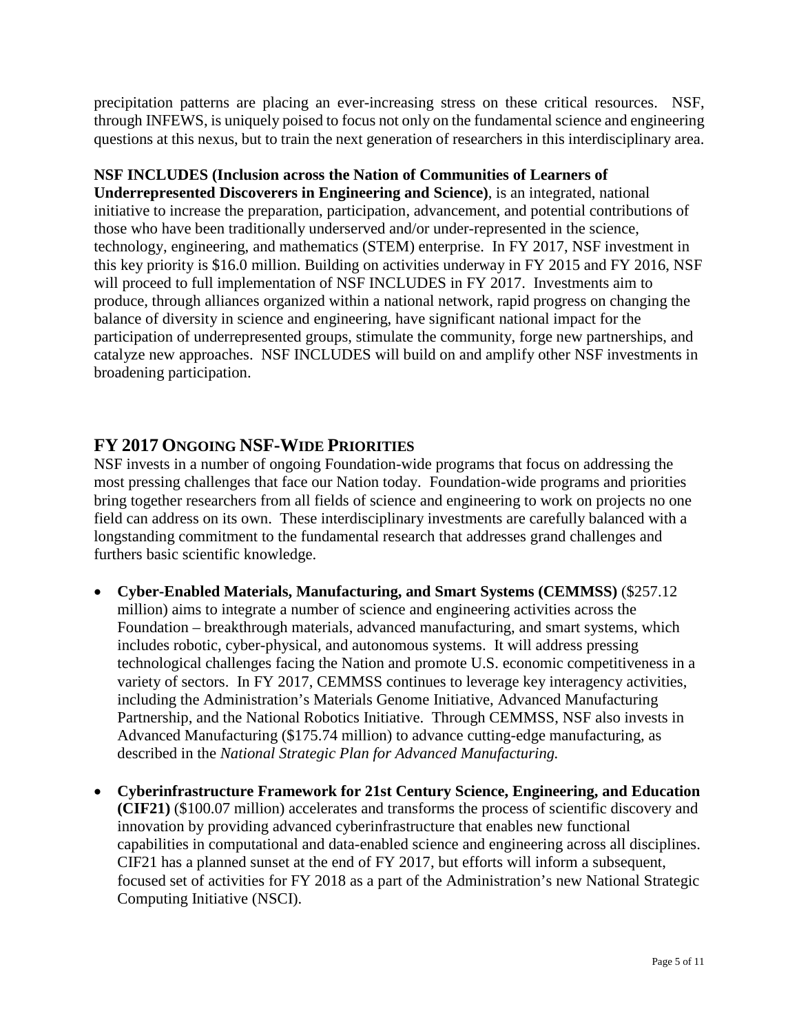precipitation patterns are placing an ever-increasing stress on these critical resources. NSF, through INFEWS, is uniquely poised to focus not only on the fundamental science and engineering questions at this nexus, but to train the next generation of researchers in this interdisciplinary area.

**NSF INCLUDES (Inclusion across the Nation of Communities of Learners of Underrepresented Discoverers in Engineering and Science)**, is an integrated, national initiative to increase the preparation, participation, advancement, and potential contributions of those who have been traditionally underserved and/or under-represented in the science, technology, engineering, and mathematics (STEM) enterprise. In FY 2017, NSF investment in this key priority is $16.0 million. Building on activities underway in FY 2015 and FY 2016, NSF will proceed to full implementation of NSF INCLUDES in FY 2017. Investments aim to produce, through alliances organized within a national network, rapid progress on changing the balance of diversity in science and engineering, have significant national impact for the participation of underrepresented groups, stimulate the community, forge new partnerships, and catalyze new approaches. NSF INCLUDES will build on and amplify other NSF investments in broadening participation.

## FY 2017 Ongoing NSF-Wide Priorities

NSF invests in a number of ongoing Foundation-wide programs that focus on addressing the most pressing challenges that face our Nation today. Foundation-wide programs and priorities bring together researchers from all fields of science and engineering to work on projects no one field can address on its own. These interdisciplinary investments are carefully balanced with a longstanding commitment to the fundamental research that addresses grand challenges and furthers basic scientific knowledge.

- **Cyber-Enabled Materials, Manufacturing, and Smart Systems (CEMMSS)** ($257.12 million) aims to integrate a number of science and engineering activities across the Foundation – breakthrough materials, advanced manufacturing, and smart systems, which includes robotic, cyber-physical, and autonomous systems. It will address pressing technological challenges facing the Nation and promote U.S. economic competitiveness in a variety of sectors. In FY 2017, CEMMSS continues to leverage key interagency activities, including the Administration's Materials Genome Initiative, Advanced Manufacturing Partnership, and the National Robotics Initiative. Through CEMMSS, NSF also invests in Advanced Manufacturing ($175.74 million) to advance cutting-edge manufacturing, as described in the *National Strategic Plan for Advanced Manufacturing.*

- **Cyberinfrastructure Framework for 21st Century Science, Engineering, and Education (CIF21)** ($100.07 million) accelerates and transforms the process of scientific discovery and innovation by providing advanced cyberinfrastructure that enables new functional capabilities in computational and data-enabled science and engineering across all disciplines. CIF21 has a planned sunset at the end of FY 2017, but efforts will inform a subsequent, focused set of activities for FY 2018 as a part of the Administration's new National Strategic Computing Initiative (NSCI).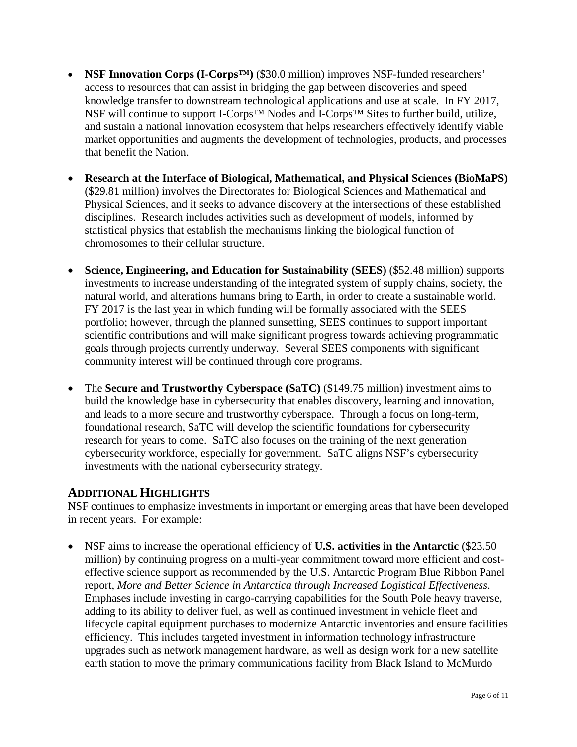- **NSF Innovation Corps (I-Corps™)** ($30.0 million) improves NSF-funded researchers' access to resources that can assist in bridging the gap between discoveries and speed knowledge transfer to downstream technological applications and use at scale. In FY 2017, NSF will continue to support I-Corps™ Nodes and I-Corps™ Sites to further build, utilize, and sustain a national innovation ecosystem that helps researchers effectively identify viable market opportunities and augments the development of technologies, products, and processes that benefit the Nation.

- **Research at the Interface of Biological, Mathematical, and Physical Sciences (BioMaPS)** ($29.81 million) involves the Directorates for Biological Sciences and Mathematical and Physical Sciences, and it seeks to advance discovery at the intersections of these established disciplines. Research includes activities such as development of models, informed by statistical physics that establish the mechanisms linking the biological function of chromosomes to their cellular structure.

- **Science, Engineering, and Education for Sustainability (SEES)** ($52.48 million) supports investments to increase understanding of the integrated system of supply chains, society, the natural world, and alterations humans bring to Earth, in order to create a sustainable world. FY 2017 is the last year in which funding will be formally associated with the SEES portfolio; however, through the planned sunsetting, SEES continues to support important scientific contributions and will make significant progress towards achieving programmatic goals through projects currently underway. Several SEES components with significant community interest will be continued through core programs.

- The **Secure and Trustworthy Cyberspace (SaTC)** ($149.75 million) investment aims to build the knowledge base in cybersecurity that enables discovery, learning and innovation, and leads to a more secure and trustworthy cyberspace. Through a focus on long-term, foundational research, SaTC will develop the scientific foundations for cybersecurity research for years to come. SaTC also focuses on the training of the next generation cybersecurity workforce, especially for government. SaTC aligns NSF's cybersecurity investments with the national cybersecurity strategy.

## Additional Highlights

NSF continues to emphasize investments in important or emerging areas that have been developed in recent years. For example:

- NSF aims to increase the operational efficiency of **U.S. activities in the Antarctic** ($23.50 million) by continuing progress on a multi-year commitment toward more efficient and cost-effective science support as recommended by the U.S. Antarctic Program Blue Ribbon Panel report, *More and Better Science in Antarctica through Increased Logistical Effectiveness*. Emphases include investing in cargo-carrying capabilities for the South Pole heavy traverse, adding to its ability to deliver fuel, as well as continued investment in vehicle fleet and lifecycle capital equipment purchases to modernize Antarctic inventories and ensure facilities efficiency. This includes targeted investment in information technology infrastructure upgrades such as network management hardware, as well as design work for a new satellite earth station to move the primary communications facility from Black Island to McMurdo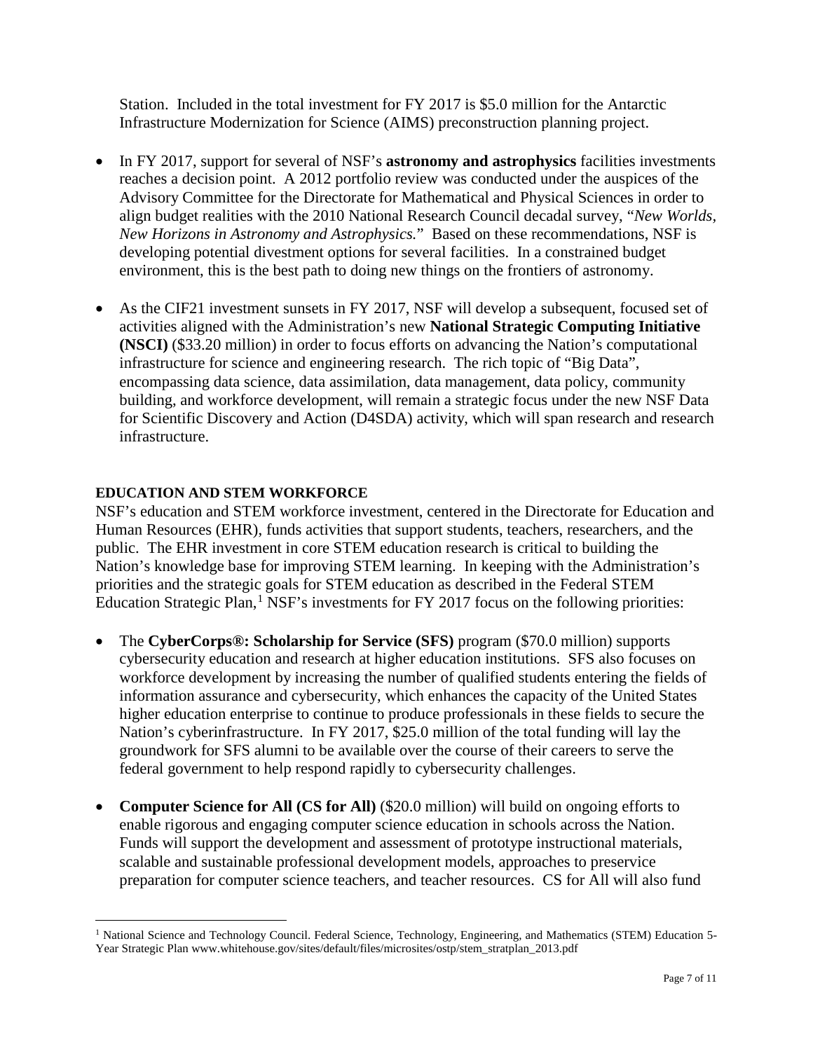Station. Included in the total investment for FY 2017 is $5.0 million for the Antarctic Infrastructure Modernization for Science (AIMS) preconstruction planning project.

- In FY 2017, support for several of NSF's **astronomy and astrophysics** facilities investments reaches a decision point. A 2012 portfolio review was conducted under the auspices of the Advisory Committee for the Directorate for Mathematical and Physical Sciences in order to align budget realities with the 2010 National Research Council decadal survey, "*New Worlds, New Horizons in Astronomy and Astrophysics.*" Based on these recommendations, NSF is developing potential divestment options for several facilities. In a constrained budget environment, this is the best path to doing new things on the frontiers of astronomy.

- As the CIF21 investment sunsets in FY 2017, NSF will develop a subsequent, focused set of activities aligned with the Administration's new **National Strategic Computing Initiative (NSCI)** ($33.20 million) in order to focus efforts on advancing the Nation's computational infrastructure for science and engineering research. The rich topic of "Big Data", encompassing data science, data assimilation, data management, data policy, community building, and workforce development, will remain a strategic focus under the new NSF Data for Scientific Discovery and Action (D4SDA) activity, which will span research and research infrastructure.

**EDUCATION AND STEM WORKFORCE**

NSF's education and STEM workforce investment, centered in the Directorate for Education and Human Resources (EHR), funds activities that support students, teachers, researchers, and the public. The EHR investment in core STEM education research is critical to building the Nation's knowledge base for improving STEM learning. In keeping with the Administration's priorities and the strategic goals for STEM education as described in the Federal STEM Education Strategic Plan,[1] NSF's investments for FY 2017 focus on the following priorities:

- The **CyberCorps®: Scholarship for Service (SFS)** program ($70.0 million) supports cybersecurity education and research at higher education institutions. SFS also focuses on workforce development by increasing the number of qualified students entering the fields of information assurance and cybersecurity, which enhances the capacity of the United States higher education enterprise to continue to produce professionals in these fields to secure the Nation's cyberinfrastructure. In FY 2017, $25.0 million of the total funding will lay the groundwork for SFS alumni to be available over the course of their careers to serve the federal government to help respond rapidly to cybersecurity challenges.

- **Computer Science for All (CS for All)** ($20.0 million) will build on ongoing efforts to enable rigorous and engaging computer science education in schools across the Nation. Funds will support the development and assessment of prototype instructional materials, scalable and sustainable professional development models, approaches to preservice preparation for computer science teachers, and teacher resources. CS for All will also fund

[1] National Science and Technology Council. Federal Science, Technology, Engineering, and Mathematics (STEM) Education 5-Year Strategic Plan www.whitehouse.gov/sites/default/files/microsites/ostp/stem_stratplan_2013.pdf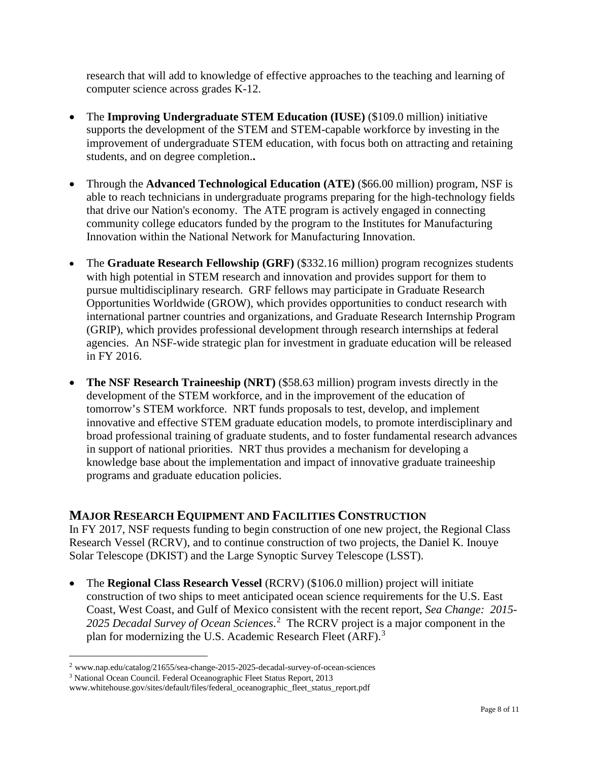research that will add to knowledge of effective approaches to the teaching and learning of computer science across grades K-12.

- The **Improving Undergraduate STEM Education (IUSE)** ($109.0 million) initiative supports the development of the STEM and STEM-capable workforce by investing in the improvement of undergraduate STEM education, with focus both on attracting and retaining students, and on degree completion.**.**

- Through the **Advanced Technological Education (ATE)** ($66.00 million) program, NSF is able to reach technicians in undergraduate programs preparing for the high-technology fields that drive our Nation's economy. The ATE program is actively engaged in connecting community college educators funded by the program to the Institutes for Manufacturing Innovation within the National Network for Manufacturing Innovation.

- The **Graduate Research Fellowship (GRF)** ($332.16 million) program recognizes students with high potential in STEM research and innovation and provides support for them to pursue multidisciplinary research. GRF fellows may participate in Graduate Research Opportunities Worldwide (GROW), which provides opportunities to conduct research with international partner countries and organizations, and Graduate Research Internship Program (GRIP), which provides professional development through research internships at federal agencies. An NSF-wide strategic plan for investment in graduate education will be released in FY 2016.

- **The NSF Research Traineeship (NRT)** ($58.63 million) program invests directly in the development of the STEM workforce, and in the improvement of the education of tomorrow's STEM workforce. NRT funds proposals to test, develop, and implement innovative and effective STEM graduate education models, to promote interdisciplinary and broad professional training of graduate students, and to foster fundamental research advances in support of national priorities. NRT thus provides a mechanism for developing a knowledge base about the implementation and impact of innovative graduate traineeship programs and graduate education policies.

## MAJOR RESEARCH EQUIPMENT AND FACILITIES CONSTRUCTION

In FY 2017, NSF requests funding to begin construction of one new project, the Regional Class Research Vessel (RCRV), and to continue construction of two projects, the Daniel K. Inouye Solar Telescope (DKIST) and the Large Synoptic Survey Telescope (LSST).

- The **Regional Class Research Vessel** (RCRV) ($106.0 million) project will initiate construction of two ships to meet anticipated ocean science requirements for the U.S. East Coast, West Coast, and Gulf of Mexico consistent with the recent report, *Sea Change: 2015-2025 Decadal Survey of Ocean Sciences*.[2] The RCRV project is a major component in the plan for modernizing the U.S. Academic Research Fleet (ARF).[3]

---

[2] www.nap.edu/catalog/21655/sea-change-2015-2025-decadal-survey-of-ocean-sciences

[3] National Ocean Council. Federal Oceanographic Fleet Status Report, 2013 www.whitehouse.gov/sites/default/files/federal_oceanographic_fleet_status_report.pdf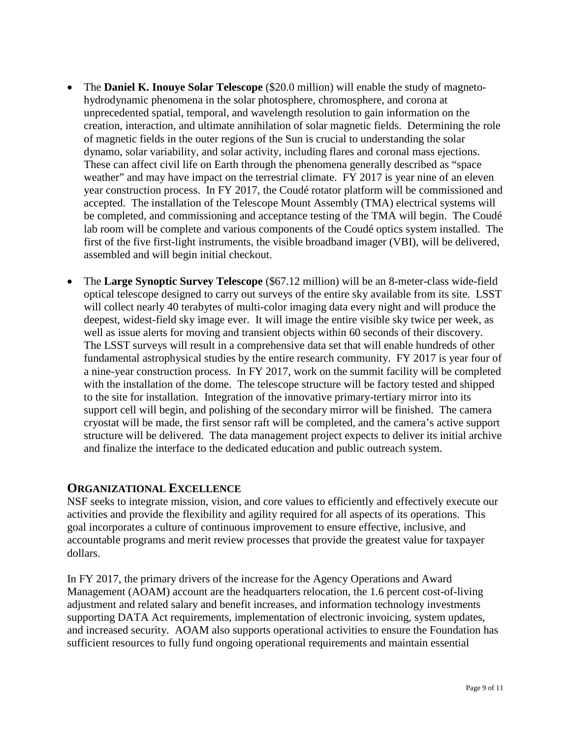- The **Daniel K. Inouye Solar Telescope** ($20.0 million) will enable the study of magneto-hydrodynamic phenomena in the solar photosphere, chromosphere, and corona at unprecedented spatial, temporal, and wavelength resolution to gain information on the creation, interaction, and ultimate annihilation of solar magnetic fields. Determining the role of magnetic fields in the outer regions of the Sun is crucial to understanding the solar dynamo, solar variability, and solar activity, including flares and coronal mass ejections. These can affect civil life on Earth through the phenomena generally described as "space weather" and may have impact on the terrestrial climate. FY 2017 is year nine of an eleven year construction process. In FY 2017, the Coudé rotator platform will be commissioned and accepted. The installation of the Telescope Mount Assembly (TMA) electrical systems will be completed, and commissioning and acceptance testing of the TMA will begin. The Coudé lab room will be complete and various components of the Coudé optics system installed. The first of the five first-light instruments, the visible broadband imager (VBI), will be delivered, assembled and will begin initial checkout.

- The **Large Synoptic Survey Telescope** ($67.12 million) will be an 8-meter-class wide-field optical telescope designed to carry out surveys of the entire sky available from its site. LSST will collect nearly 40 terabytes of multi-color imaging data every night and will produce the deepest, widest-field sky image ever. It will image the entire visible sky twice per week, as well as issue alerts for moving and transient objects within 60 seconds of their discovery. The LSST surveys will result in a comprehensive data set that will enable hundreds of other fundamental astrophysical studies by the entire research community. FY 2017 is year four of a nine-year construction process. In FY 2017, work on the summit facility will be completed with the installation of the dome. The telescope structure will be factory tested and shipped to the site for installation. Integration of the innovative primary-tertiary mirror into its support cell will begin, and polishing of the secondary mirror will be finished. The camera cryostat will be made, the first sensor raft will be completed, and the camera's active support structure will be delivered. The data management project expects to deliver its initial archive and finalize the interface to the dedicated education and public outreach system.

## ORGANIZATIONAL EXCELLENCE

NSF seeks to integrate mission, vision, and core values to efficiently and effectively execute our activities and provide the flexibility and agility required for all aspects of its operations. This goal incorporates a culture of continuous improvement to ensure effective, inclusive, and accountable programs and merit review processes that provide the greatest value for taxpayer dollars.

In FY 2017, the primary drivers of the increase for the Agency Operations and Award Management (AOAM) account are the headquarters relocation, the 1.6 percent cost-of-living adjustment and related salary and benefit increases, and information technology investments supporting DATA Act requirements, implementation of electronic invoicing, system updates, and increased security. AOAM also supports operational activities to ensure the Foundation has sufficient resources to fully fund ongoing operational requirements and maintain essential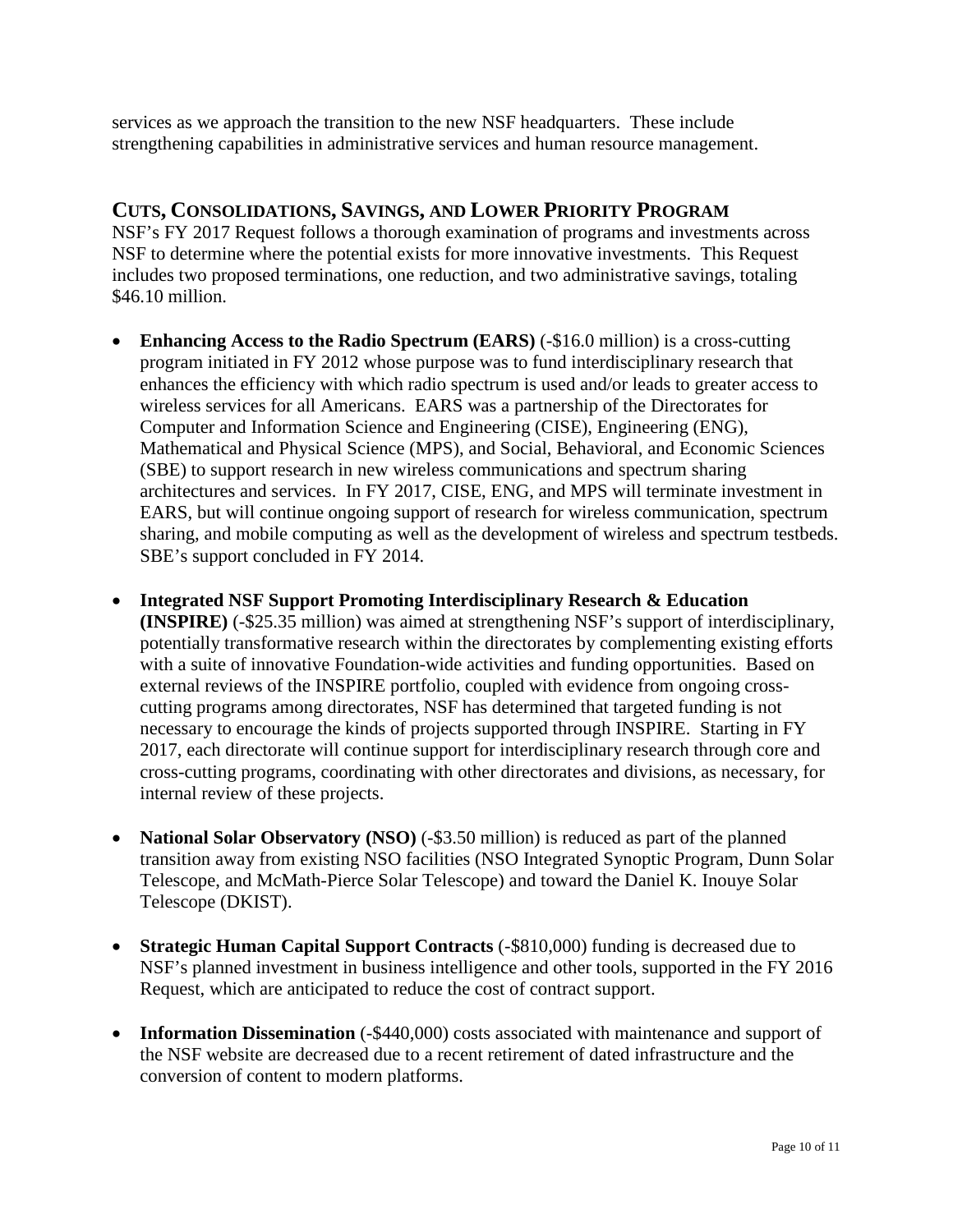services as we approach the transition to the new NSF headquarters. These include strengthening capabilities in administrative services and human resource management.

## CUTS, CONSOLIDATIONS, SAVINGS, AND LOWER PRIORITY PROGRAM

NSF's FY 2017 Request follows a thorough examination of programs and investments across NSF to determine where the potential exists for more innovative investments. This Request includes two proposed terminations, one reduction, and two administrative savings, totaling $46.10 million.

- **Enhancing Access to the Radio Spectrum (EARS)** (-$16.0 million) is a cross-cutting program initiated in FY 2012 whose purpose was to fund interdisciplinary research that enhances the efficiency with which radio spectrum is used and/or leads to greater access to wireless services for all Americans. EARS was a partnership of the Directorates for Computer and Information Science and Engineering (CISE), Engineering (ENG), Mathematical and Physical Science (MPS), and Social, Behavioral, and Economic Sciences (SBE) to support research in new wireless communications and spectrum sharing architectures and services. In FY 2017, CISE, ENG, and MPS will terminate investment in EARS, but will continue ongoing support of research for wireless communication, spectrum sharing, and mobile computing as well as the development of wireless and spectrum testbeds. SBE's support concluded in FY 2014.

- **Integrated NSF Support Promoting Interdisciplinary Research & Education (INSPIRE)** (-$25.35 million) was aimed at strengthening NSF's support of interdisciplinary, potentially transformative research within the directorates by complementing existing efforts with a suite of innovative Foundation-wide activities and funding opportunities. Based on external reviews of the INSPIRE portfolio, coupled with evidence from ongoing cross-cutting programs among directorates, NSF has determined that targeted funding is not necessary to encourage the kinds of projects supported through INSPIRE. Starting in FY 2017, each directorate will continue support for interdisciplinary research through core and cross-cutting programs, coordinating with other directorates and divisions, as necessary, for internal review of these projects.

- **National Solar Observatory (NSO)** (-$3.50 million) is reduced as part of the planned transition away from existing NSO facilities (NSO Integrated Synoptic Program, Dunn Solar Telescope, and McMath-Pierce Solar Telescope) and toward the Daniel K. Inouye Solar Telescope (DKIST).

- **Strategic Human Capital Support Contracts** (-$810,000) funding is decreased due to NSF's planned investment in business intelligence and other tools, supported in the FY 2016 Request, which are anticipated to reduce the cost of contract support.

- **Information Dissemination** (-$440,000) costs associated with maintenance and support of the NSF website are decreased due to a recent retirement of dated infrastructure and the conversion of content to modern platforms.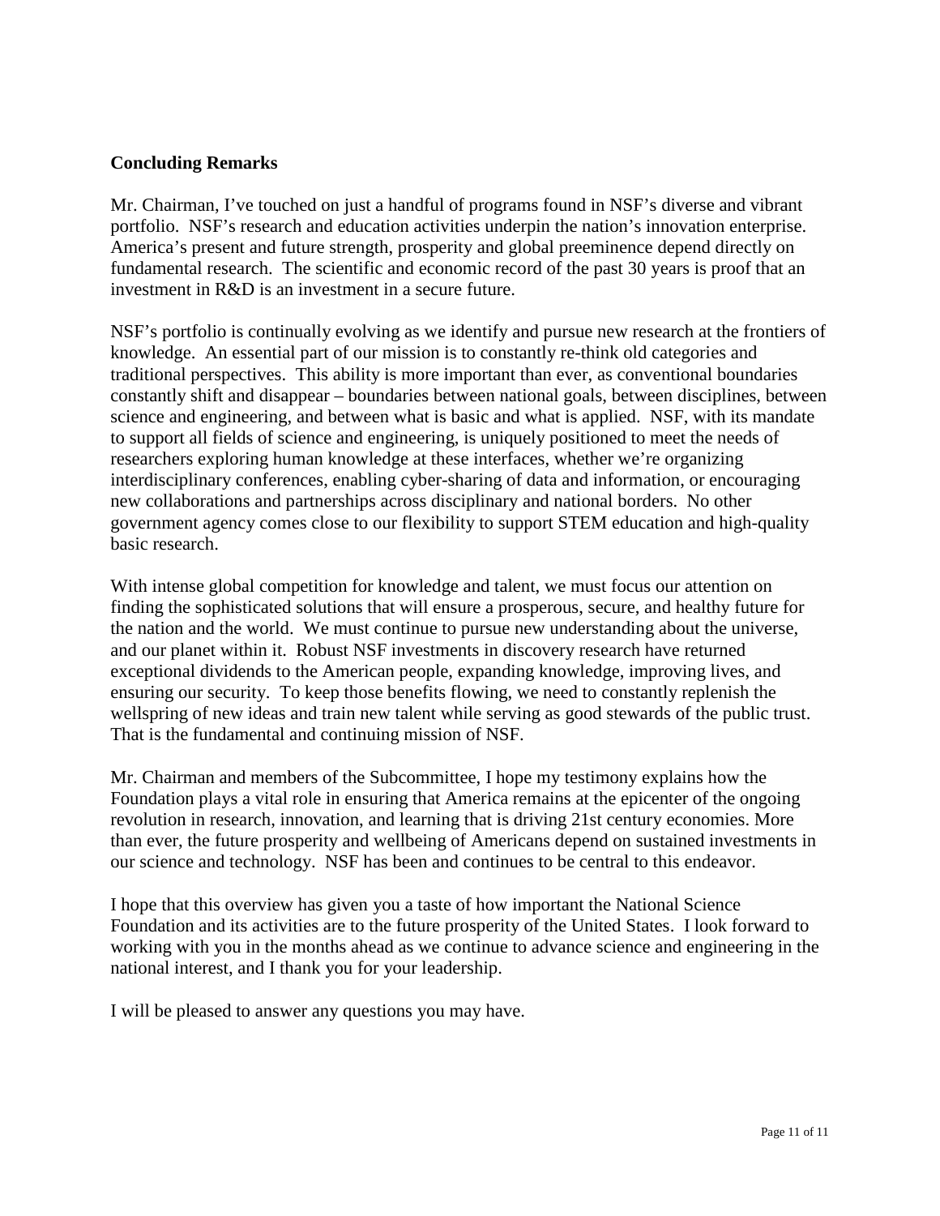## Concluding Remarks

Mr. Chairman, I've touched on just a handful of programs found in NSF's diverse and vibrant portfolio. NSF's research and education activities underpin the nation's innovation enterprise. America's present and future strength, prosperity and global preeminence depend directly on fundamental research. The scientific and economic record of the past 30 years is proof that an investment in R&D is an investment in a secure future.

NSF's portfolio is continually evolving as we identify and pursue new research at the frontiers of knowledge. An essential part of our mission is to constantly re-think old categories and traditional perspectives. This ability is more important than ever, as conventional boundaries constantly shift and disappear – boundaries between national goals, between disciplines, between science and engineering, and between what is basic and what is applied. NSF, with its mandate to support all fields of science and engineering, is uniquely positioned to meet the needs of researchers exploring human knowledge at these interfaces, whether we're organizing interdisciplinary conferences, enabling cyber-sharing of data and information, or encouraging new collaborations and partnerships across disciplinary and national borders. No other government agency comes close to our flexibility to support STEM education and high-quality basic research.

With intense global competition for knowledge and talent, we must focus our attention on finding the sophisticated solutions that will ensure a prosperous, secure, and healthy future for the nation and the world. We must continue to pursue new understanding about the universe, and our planet within it. Robust NSF investments in discovery research have returned exceptional dividends to the American people, expanding knowledge, improving lives, and ensuring our security. To keep those benefits flowing, we need to constantly replenish the wellspring of new ideas and train new talent while serving as good stewards of the public trust. That is the fundamental and continuing mission of NSF.

Mr. Chairman and members of the Subcommittee, I hope my testimony explains how the Foundation plays a vital role in ensuring that America remains at the epicenter of the ongoing revolution in research, innovation, and learning that is driving 21st century economies. More than ever, the future prosperity and wellbeing of Americans depend on sustained investments in our science and technology. NSF has been and continues to be central to this endeavor.

I hope that this overview has given you a taste of how important the National Science Foundation and its activities are to the future prosperity of the United States. I look forward to working with you in the months ahead as we continue to advance science and engineering in the national interest, and I thank you for your leadership.

I will be pleased to answer any questions you may have.